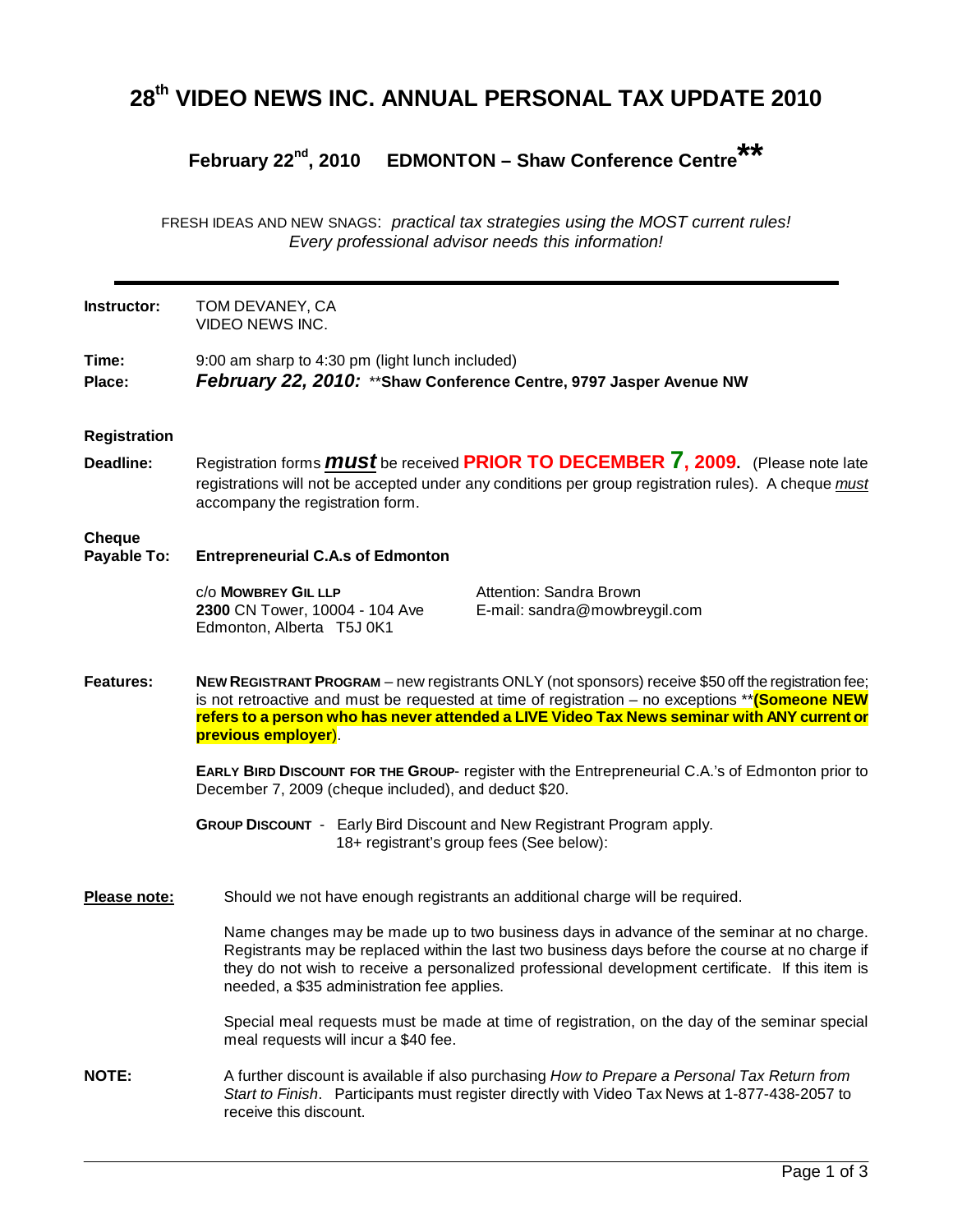# 28th VIDEO NEWS INC. ANNUAL PERSONAL TAX UPDATE 2010

## February 22nd, 2010 EDMONTON – Shaw Conference Centre**

FRESH IDEAS AND NEW SNAGS: *practical tax strategies using the MOST current rules! Every professional advisor needs this information!*

---

**Instructor:** TOM DEVANEY, CA
VIDEO NEWS INC.

**Time:** 9:00 am sharp to 4:30 pm (light lunch included)

**Place:** ***February 22, 2010:*** **Shaw Conference Centre, 9797 Jasper Avenue NW**

**Registration Deadline:** Registration forms ***must*** be received **PRIOR TO DECEMBER 7, 2009.** (Please note late registrations will not be accepted under any conditions per group registration rules). A cheque *must* accompany the registration form.

**Cheque Payable To:** **Entrepreneurial C.A.s of Edmonton**

c/o **MOWBREY GIL LLP**
**2300** CN Tower, 10004 - 104 Ave
Edmonton, Alberta T5J 0K1

Attention: Sandra Brown
E-mail: sandra@mowbreygil.com

**Features:** **NEW REGISTRANT PROGRAM** – new registrants ONLY (not sponsors) receive $50 off the registration fee; is not retroactive and must be requested at time of registration – no exceptions ****(Someone NEW refers to a person who has never attended a LIVE Video Tax News seminar with ANY current or previous employer)**.

**EARLY BIRD DISCOUNT FOR THE GROUP**- register with the Entrepreneurial C.A.'s of Edmonton prior to December 7, 2009 (cheque included), and deduct $20.

**GROUP DISCOUNT** - Early Bird Discount and New Registrant Program apply.
18+ registrant's group fees (See below):

**Please note:** Should we not have enough registrants an additional charge will be required.

Name changes may be made up to two business days in advance of the seminar at no charge. Registrants may be replaced within the last two business days before the course at no charge if they do not wish to receive a personalized professional development certificate. If this item is needed, a $35 administration fee applies.

Special meal requests must be made at time of registration, on the day of the seminar special meal requests will incur a $40 fee.

**NOTE:** A further discount is available if also purchasing *How to Prepare a Personal Tax Return from Start to Finish*. Participants must register directly with Video Tax News at 1-877-438-2057 to receive this discount.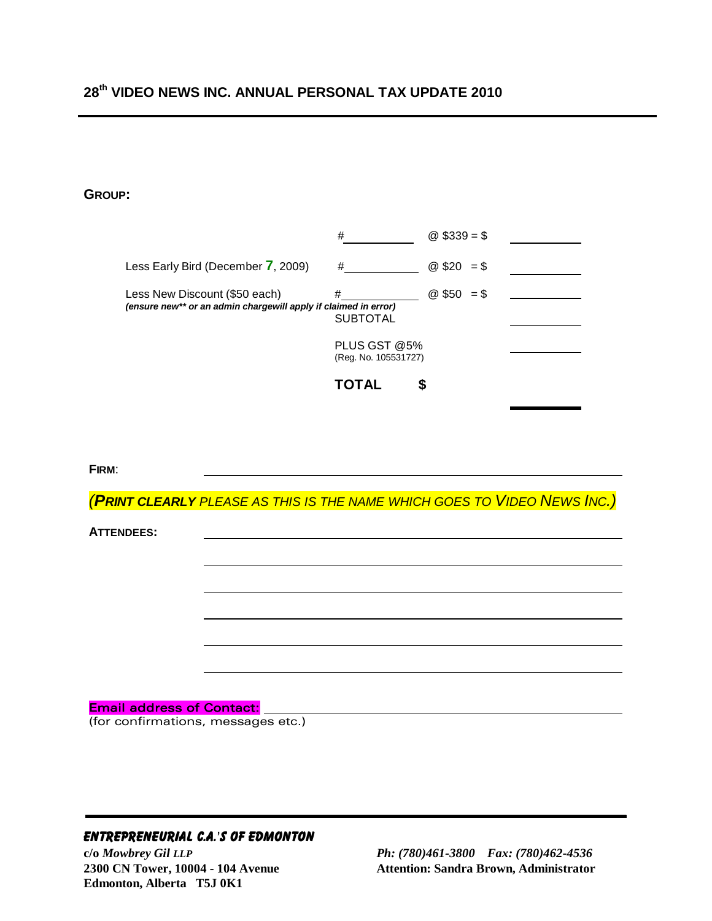## 28th VIDEO NEWS INC. ANNUAL PERSONAL TAX UPDATE 2010

**GROUP:**

| | | | |
|---|---|---|---|
| | # ________ | @ $339 = $ | ________ |
| Less Early Bird (December 7, 2009) | # ________ | @ $20 = $ | ________ |
| Less New Discount ($50 each) *(ensure new** or an admin chargewill apply if claimed in error)* | # ________ | @ $50 = $ | ________ |
| | SUBTOTAL | | ________ |
| | PLUS GST @5% (Reg. No. 105531727) | | ________ |
| | **TOTAL** | **$** | ________ |

**FIRM**: ______________________________

*(**PRINT CLEARLY** PLEASE AS THIS IS THE NAME WHICH GOES TO VIDEO NEWS INC.)*

**ATTENDEES:** ______________________________

______________________________

______________________________

______________________________

______________________________

______________________________

**Email address of Contact:** ______________________________
(for confirmations, messages etc.)

**ENTREPRENEURIAL C.A.'S OF EDMONTON**
**c/o *Mowbrey Gil LLP***
**2300 CN Tower, 10004 - 104 Avenue**
**Edmonton, Alberta T5J 0K1**

***Ph: (780)461-3800 Fax: (780)462-4536***
**Attention: Sandra Brown, Administrator**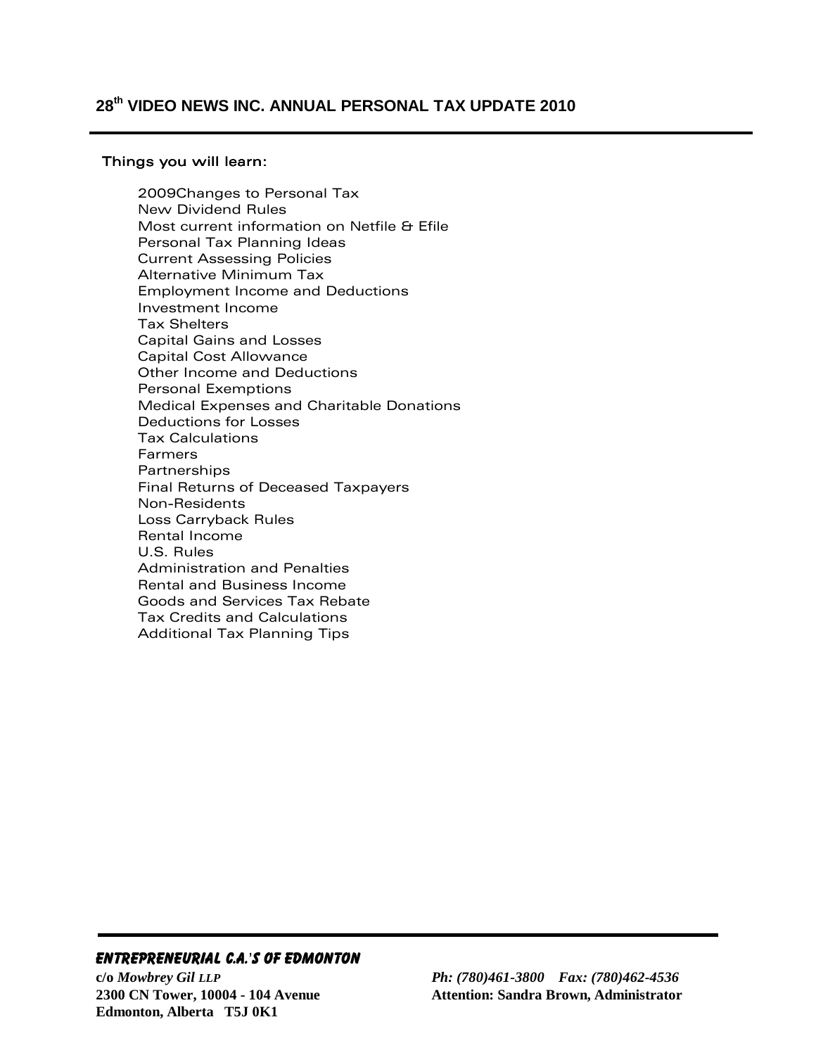## 28th VIDEO NEWS INC. ANNUAL PERSONAL TAX UPDATE 2010

---

### Things you will learn:

- 2009Changes to Personal Tax
- New Dividend Rules
- Most current information on Netfile & Efile
- Personal Tax Planning Ideas
- Current Assessing Policies
- Alternative Minimum Tax
- Employment Income and Deductions
- Investment Income
- Tax Shelters
- Capital Gains and Losses
- Capital Cost Allowance
- Other Income and Deductions
- Personal Exemptions
- Medical Expenses and Charitable Donations
- Deductions for Losses
- Tax Calculations
- Farmers
- Partnerships
- Final Returns of Deceased Taxpayers
- Non-Residents
- Loss Carryback Rules
- Rental Income
- U.S. Rules
- Administration and Penalties
- Rental and Business Income
- Goods and Services Tax Rebate
- Tax Credits and Calculations
- Additional Tax Planning Tips

---

**ENTREPRENEURIAL C.A.'S OF EDMONTON**

**c/o *Mowbrey Gil LLP***
**2300 CN Tower, 10004 - 104 Avenue**
**Edmonton, Alberta T5J 0K1**

***Ph: (780)461-3800 Fax: (780)462-4536***
**Attention: Sandra Brown, Administrator**